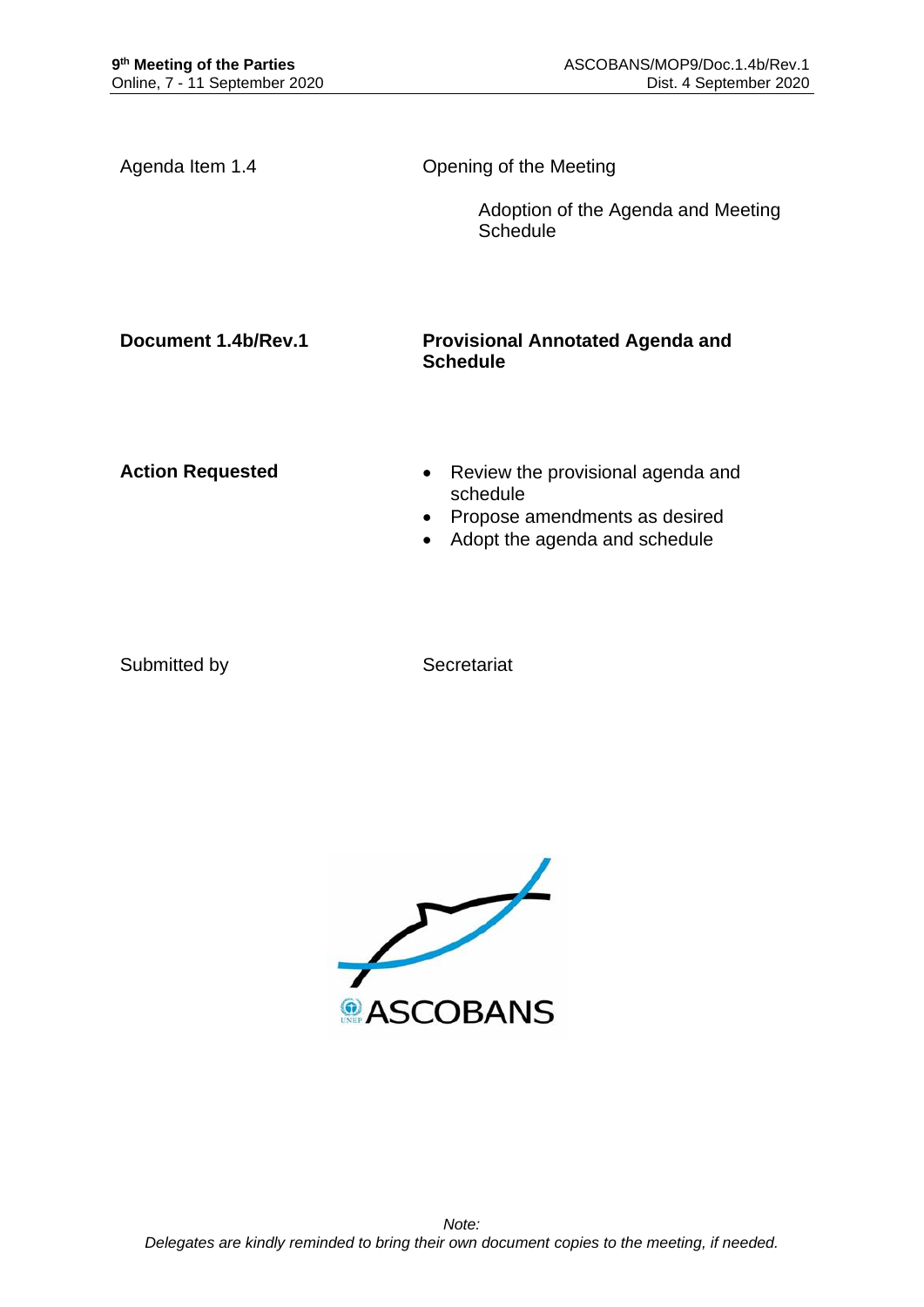| | |
|---|---|
| Agenda Item 1.4 | Opening of the Meeting |
| | Adoption of the Agenda and Meeting Schedule |
| **Document 1.4b/Rev.1** | **Provisional Annotated Agenda and Schedule** |
| **Action Requested** | • Review the provisional agenda and schedule<br>• Propose amendments as desired<br>• Adopt the agenda and schedule |
| Submitted by | Secretariat |

ASCOBANS

*Note:*
*Delegates are kindly reminded to bring their own document copies to the meeting, if needed.*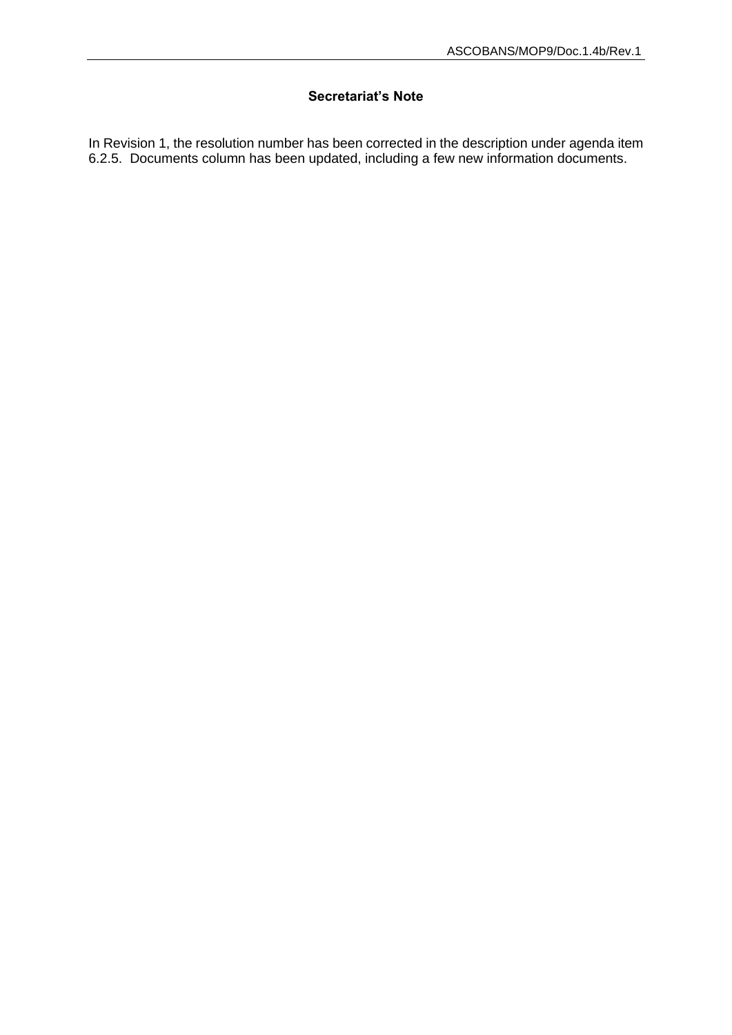## Secretariat's Note

In Revision 1, the resolution number has been corrected in the description under agenda item 6.2.5. Documents column has been updated, including a few new information documents.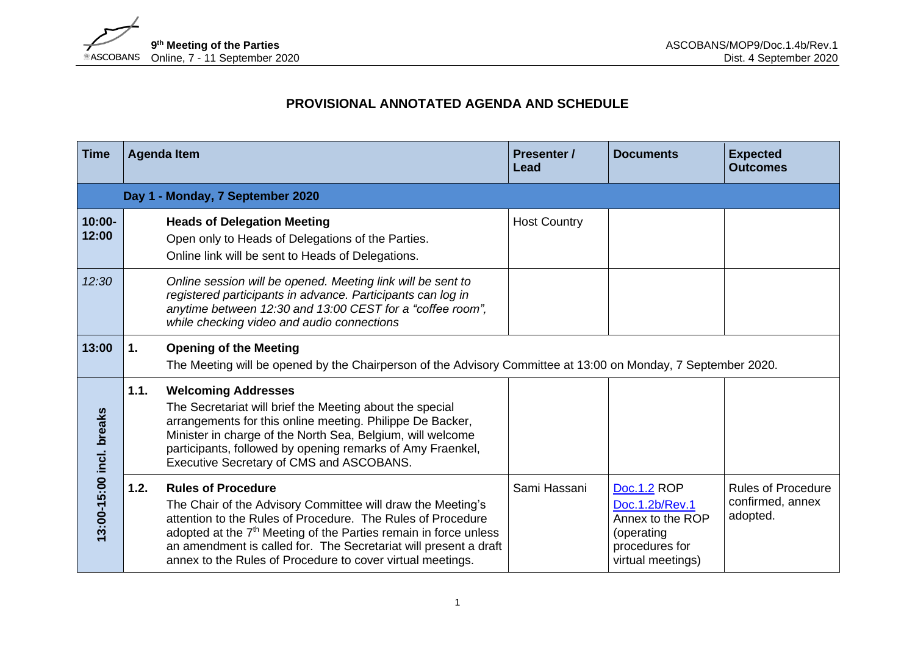**9th Meeting of the Parties**
Online, 7 - 11 September 2020

ASCOBANS/MOP9/Doc.1.4b/Rev.1
Dist. 4 September 2020

# PROVISIONAL ANNOTATED AGENDA AND SCHEDULE

| Time | Agenda Item | | Presenter / Lead | Documents | Expected Outcomes |
|---|---|---|---|---|---|
| | **Day 1 - Monday, 7 September 2020** | | | | |
| **10:00-12:00** | | **Heads of Delegation Meeting**<br>Open only to Heads of Delegations of the Parties.<br>Online link will be sent to Heads of Delegations. | Host Country | | |
| *12:30* | | *Online session will be opened. Meeting link will be sent to registered participants in advance. Participants can log in anytime between 12:30 and 13:00 CEST for a "coffee room", while checking video and audio connections* | | | |
| **13:00** | **1.** | **Opening of the Meeting**<br>The Meeting will be opened by the Chairperson of the Advisory Committee at 13:00 on Monday, 7 September 2020. | | | |
| **13:00-15:00 incl. breaks** | **1.1.** | **Welcoming Addresses**<br>The Secretariat will brief the Meeting about the special arrangements for this online meeting. Philippe De Backer, Minister in charge of the North Sea, Belgium, will welcome participants, followed by opening remarks of Amy Fraenkel, Executive Secretary of CMS and ASCOBANS. | | | |
| | **1.2.** | **Rules of Procedure**<br>The Chair of the Advisory Committee will draw the Meeting's attention to the Rules of Procedure. The Rules of Procedure adopted at the 7th Meeting of the Parties remain in force unless an amendment is called for. The Secretariat will present a draft annex to the Rules of Procedure to cover virtual meetings. | Sami Hassani | Doc.1.2 ROP<br>Doc.1.2b/Rev.1 Annex to the ROP (operating procedures for virtual meetings) | Rules of Procedure confirmed, annex adopted. |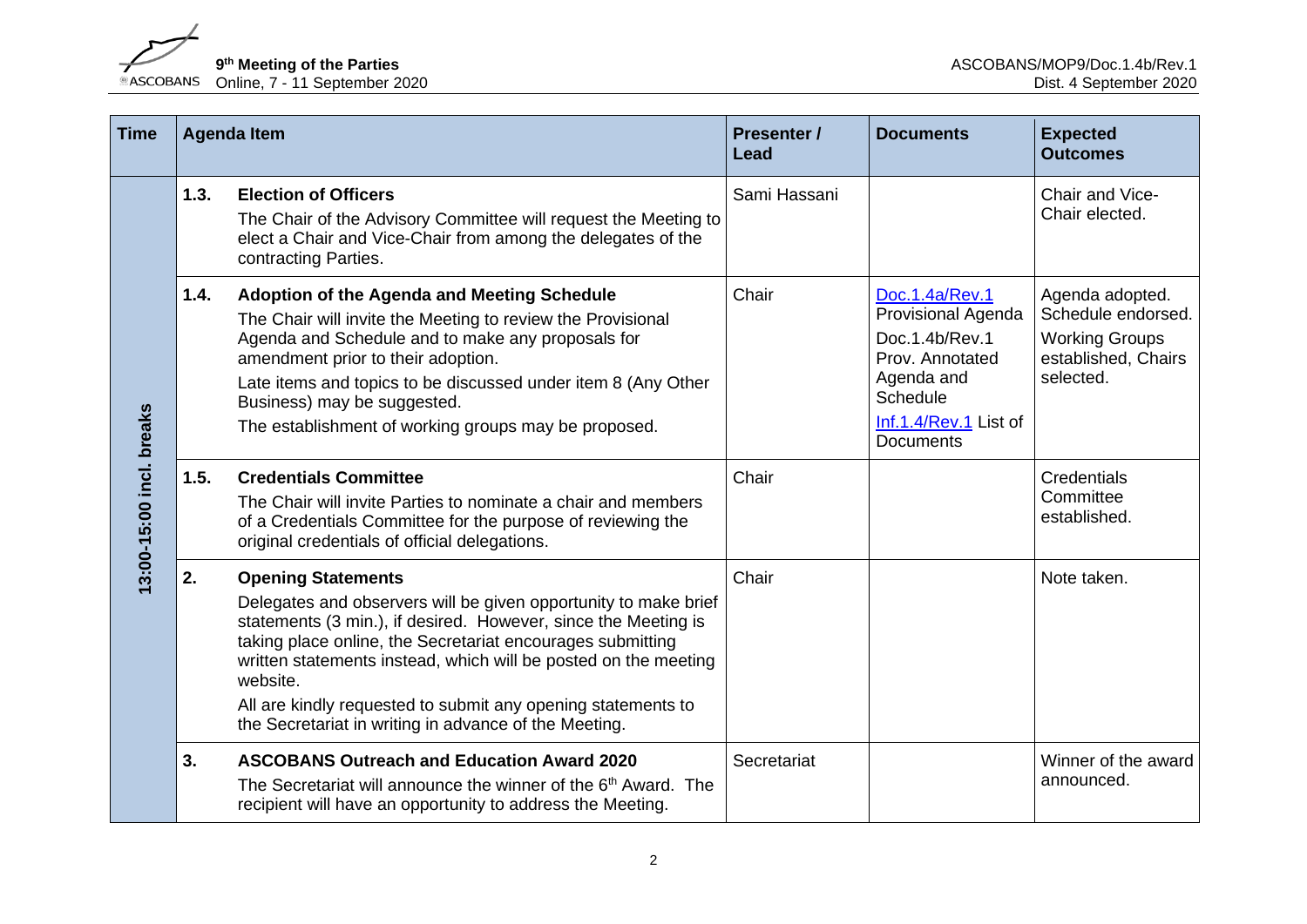| Time | Agenda Item | | Presenter / Lead | Documents | Expected Outcomes |
|---|---|---|---|---|---|
| 13:00-15:00 incl. breaks | 1.3. | **Election of Officers**<br>The Chair of the Advisory Committee will request the Meeting to elect a Chair and Vice-Chair from among the delegates of the contracting Parties. | Sami Hassani | | Chair and Vice-Chair elected. |
| | 1.4. | **Adoption of the Agenda and Meeting Schedule**<br>The Chair will invite the Meeting to review the Provisional Agenda and Schedule and to make any proposals for amendment prior to their adoption.<br>Late items and topics to be discussed under item 8 (Any Other Business) may be suggested.<br>The establishment of working groups may be proposed. | Chair | Doc.1.4a/Rev.1 Provisional Agenda<br>Doc.1.4b/Rev.1 Prov. Annotated Agenda and Schedule<br>Inf.1.4/Rev.1 List of Documents | Agenda adopted. Schedule endorsed. Working Groups established, Chairs selected. |
| | 1.5. | **Credentials Committee**<br>The Chair will invite Parties to nominate a chair and members of a Credentials Committee for the purpose of reviewing the original credentials of official delegations. | Chair | | Credentials Committee established. |
| | 2. | **Opening Statements**<br>Delegates and observers will be given opportunity to make brief statements (3 min.), if desired. However, since the Meeting is taking place online, the Secretariat encourages submitting written statements instead, which will be posted on the meeting website.<br>All are kindly requested to submit any opening statements to the Secretariat in writing in advance of the Meeting. | Chair | | Note taken. |
| | 3. | **ASCOBANS Outreach and Education Award 2020**<br>The Secretariat will announce the winner of the 6th Award. The recipient will have an opportunity to address the Meeting. | Secretariat | | Winner of the award announced. |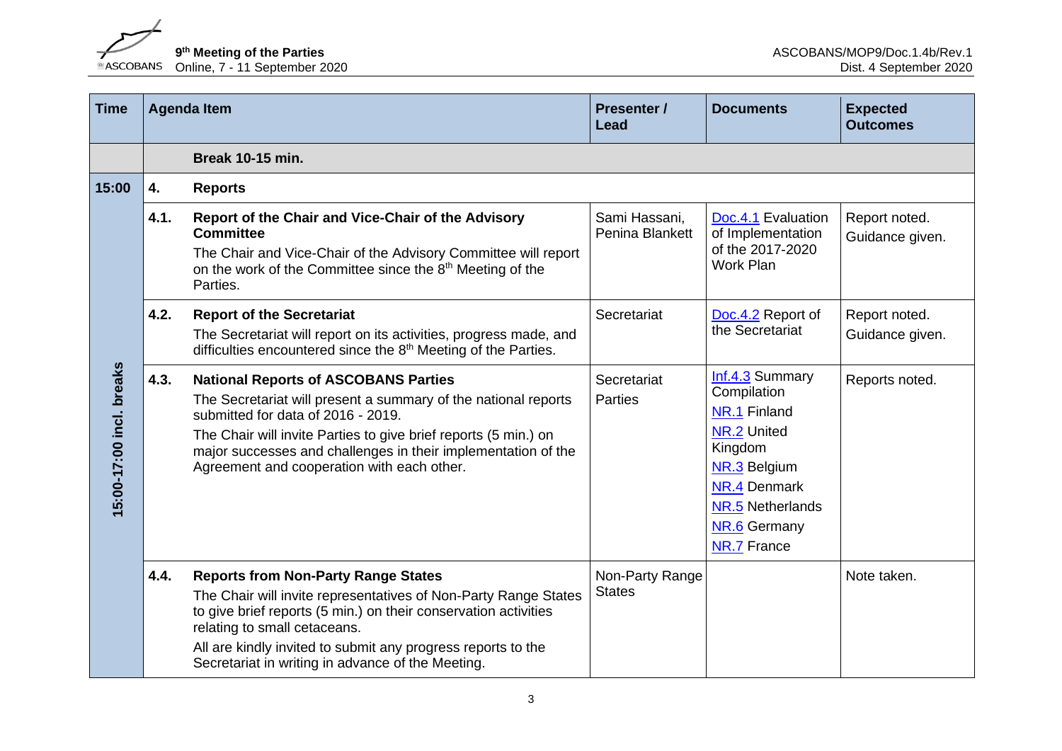| Time | Agenda Item | | Presenter / Lead | Documents | Expected Outcomes |
|---|---|---|---|---|---|
| | | **Break 10-15 min.** | | | |
| **15:00** | **4.** | **Reports** | | | |
| **15:00-17:00 incl. breaks** | **4.1.** | **Report of the Chair and Vice-Chair of the Advisory Committee**<br>The Chair and Vice-Chair of the Advisory Committee will report on the work of the Committee since the 8th Meeting of the Parties. | Sami Hassani, Penina Blankett | Doc.4.1 Evaluation of Implementation of the 2017-2020 Work Plan | Report noted. Guidance given. |
| | **4.2.** | **Report of the Secretariat**<br>The Secretariat will report on its activities, progress made, and difficulties encountered since the 8th Meeting of the Parties. | Secretariat | Doc.4.2 Report of the Secretariat | Report noted. Guidance given. |
| | **4.3.** | **National Reports of ASCOBANS Parties**<br>The Secretariat will present a summary of the national reports submitted for data of 2016 - 2019.<br>The Chair will invite Parties to give brief reports (5 min.) on major successes and challenges in their implementation of the Agreement and cooperation with each other. | Secretariat<br>Parties | Inf.4.3 Summary Compilation<br>NR.1 Finland<br>NR.2 United Kingdom<br>NR.3 Belgium<br>NR.4 Denmark<br>NR.5 Netherlands<br>NR.6 Germany<br>NR.7 France | Reports noted. |
| | **4.4.** | **Reports from Non-Party Range States**<br>The Chair will invite representatives of Non-Party Range States to give brief reports (5 min.) on their conservation activities relating to small cetaceans.<br>All are kindly invited to submit any progress reports to the Secretariat in writing in advance of the Meeting. | Non-Party Range States | | Note taken. |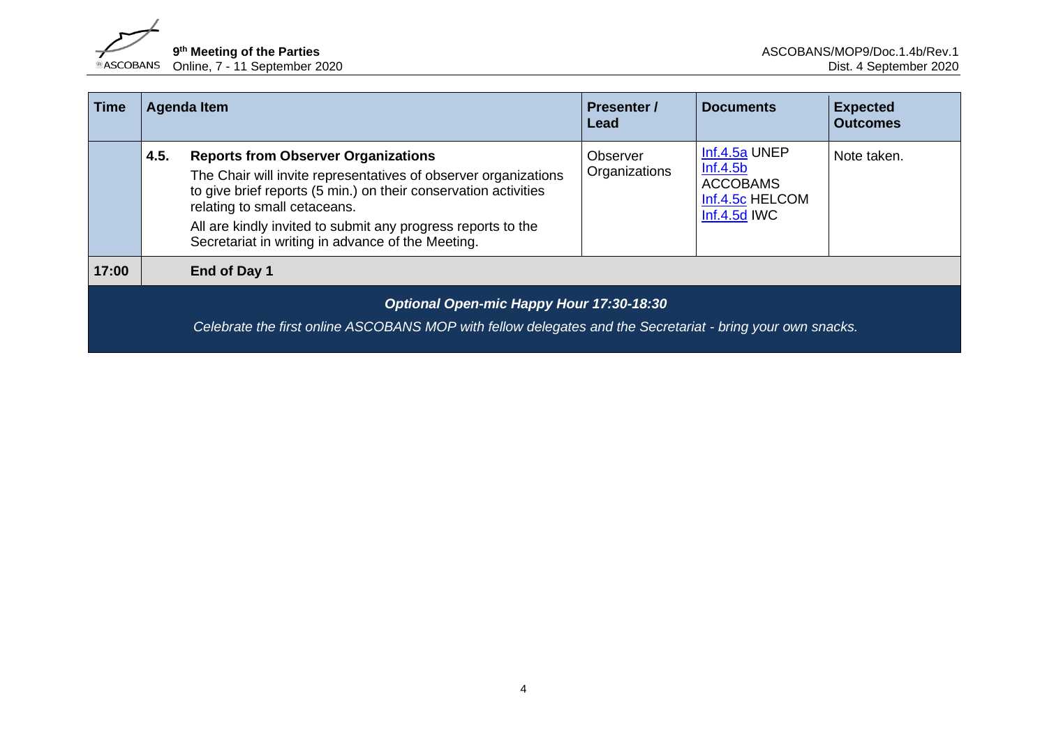| Time | Agenda Item | | Presenter / Lead | Documents | Expected Outcomes |
|---|---|---|---|---|---|
| | 4.5. | **Reports from Observer Organizations** The Chair will invite representatives of observer organizations to give brief reports (5 min.) on their conservation activities relating to small cetaceans. All are kindly invited to submit any progress reports to the Secretariat in writing in advance of the Meeting. | Observer Organizations | Inf.4.5a UNEP Inf.4.5b ACCOBAMS Inf.4.5c HELCOM Inf.4.5d IWC | Note taken. |
| **17:00** | | **End of Day 1** | | | |

***Optional Open-mic Happy Hour 17:30-18:30***

*Celebrate the first online ASCOBANS MOP with fellow delegates and the Secretariat - bring your own snacks.*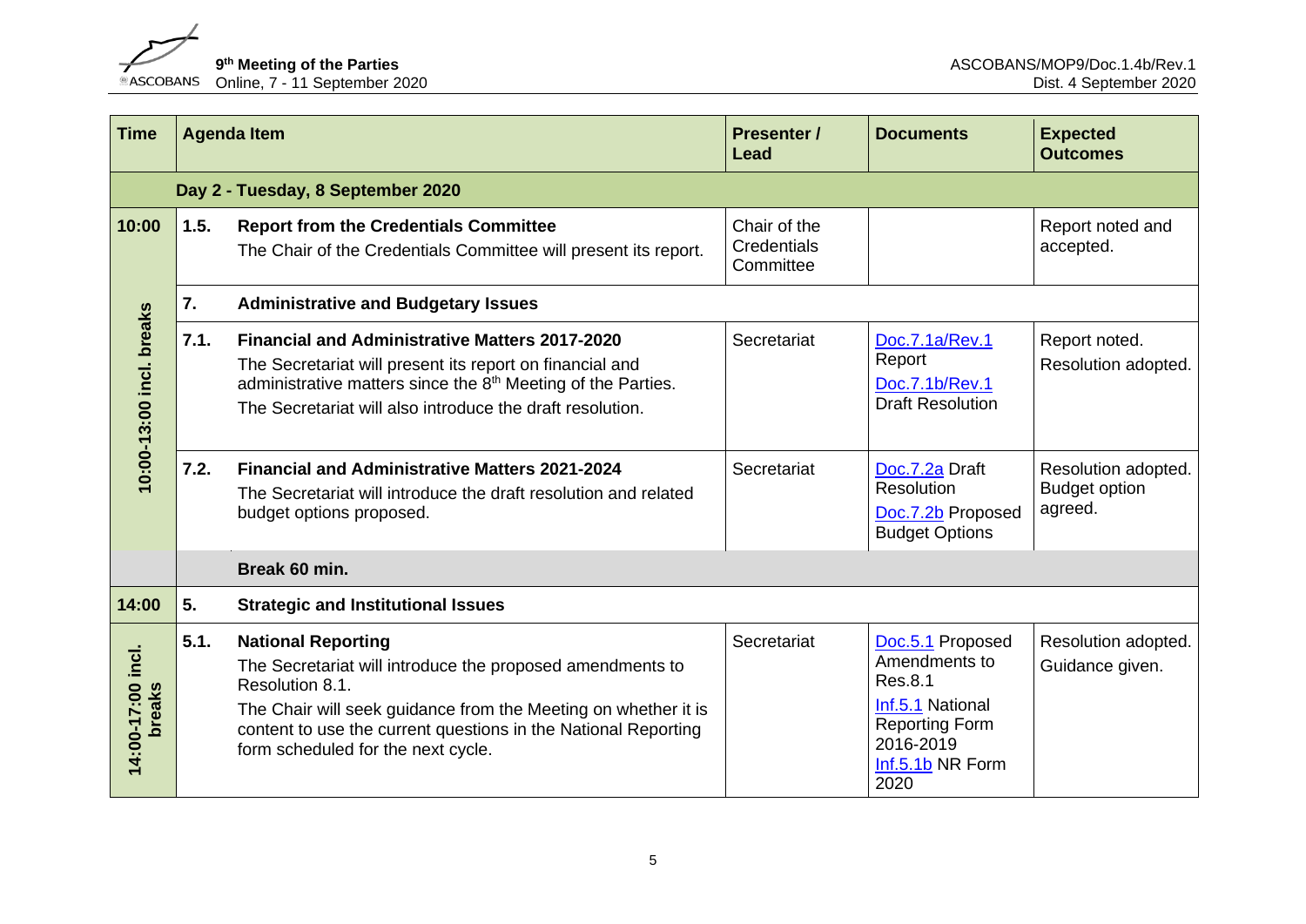| Time | Agenda Item | | Presenter / Lead | Documents | Expected Outcomes |
|---|---|---|---|---|---|
| | **Day 2 - Tuesday, 8 September 2020** | | | | |
| **10:00** | **1.5.** | **Report from the Credentials Committee**<br>The Chair of the Credentials Committee will present its report. | Chair of the Credentials Committee | | Report noted and accepted. |
| **10:00-13:00 incl. breaks** | **7.** | **Administrative and Budgetary Issues** | | | |
| | **7.1.** | **Financial and Administrative Matters 2017-2020**<br>The Secretariat will present its report on financial and administrative matters since the 8th Meeting of the Parties.<br>The Secretariat will also introduce the draft resolution. | Secretariat | Doc.7.1a/Rev.1 Report<br>Doc.7.1b/Rev.1 Draft Resolution | Report noted.<br>Resolution adopted. |
| | **7.2.** | **Financial and Administrative Matters 2021-2024**<br>The Secretariat will introduce the draft resolution and related budget options proposed. | Secretariat | Doc.7.2a Draft Resolution<br>Doc.7.2b Proposed Budget Options | Resolution adopted.<br>Budget option agreed. |
| | | **Break 60 min.** | | | |
| **14:00** | **5.** | **Strategic and Institutional Issues** | | | |
| **14:00-17:00 incl. breaks** | **5.1.** | **National Reporting**<br>The Secretariat will introduce the proposed amendments to Resolution 8.1.<br>The Chair will seek guidance from the Meeting on whether it is content to use the current questions in the National Reporting form scheduled for the next cycle. | Secretariat | Doc.5.1 Proposed Amendments to Res.8.1<br>Inf.5.1 National Reporting Form 2016-2019<br>Inf.5.1b NR Form 2020 | Resolution adopted.<br>Guidance given. |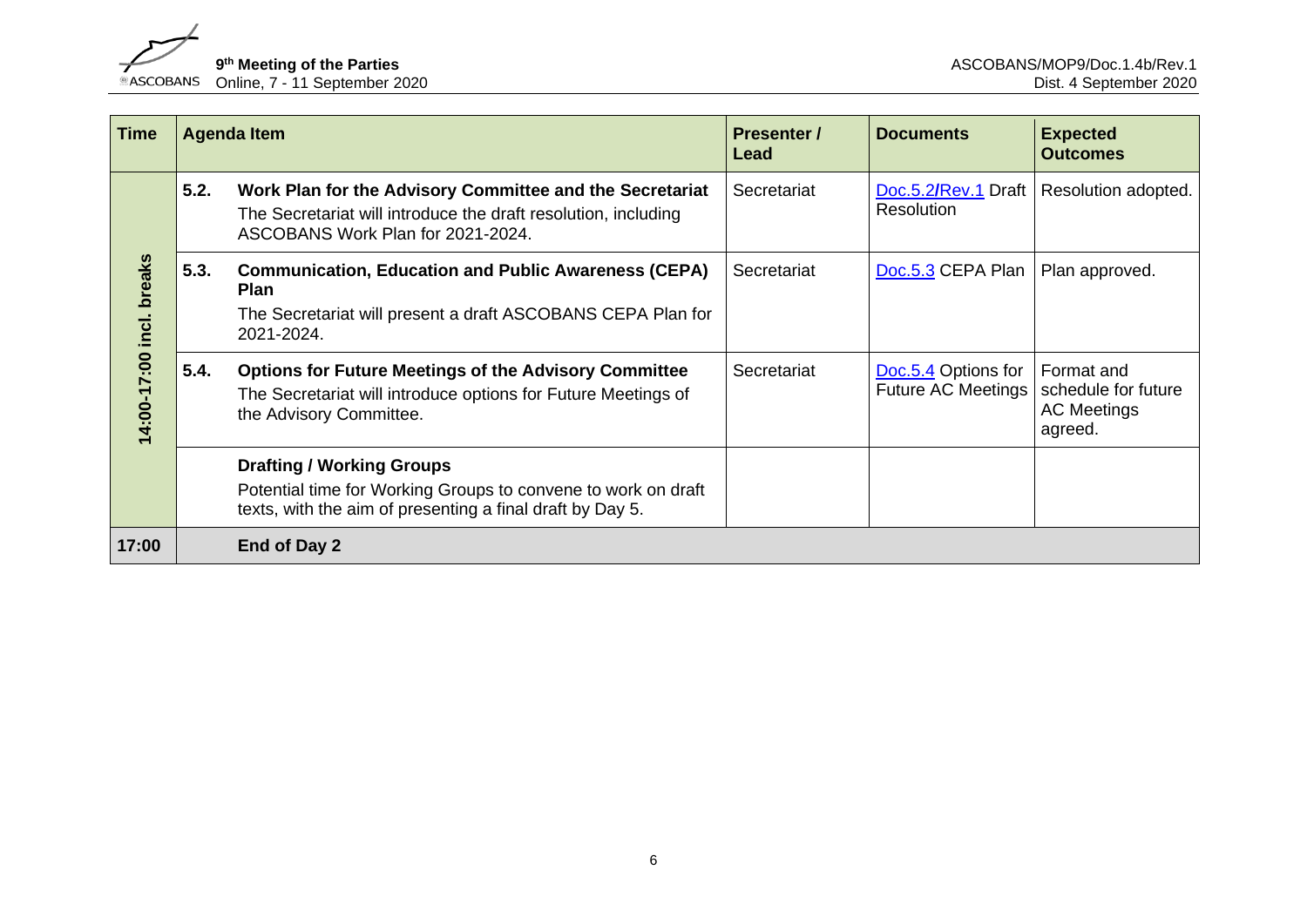| Time | Agenda Item | | Presenter / Lead | Documents | Expected Outcomes |
|---|---|---|---|---|---|
| 14:00-17:00 incl. breaks | 5.2. | **Work Plan for the Advisory Committee and the Secretariat**<br>The Secretariat will introduce the draft resolution, including ASCOBANS Work Plan for 2021-2024. | Secretariat | Doc.5.2/Rev.1 Draft Resolution | Resolution adopted. |
| | 5.3. | **Communication, Education and Public Awareness (CEPA) Plan**<br>The Secretariat will present a draft ASCOBANS CEPA Plan for 2021-2024. | Secretariat | Doc.5.3 CEPA Plan | Plan approved. |
| | 5.4. | **Options for Future Meetings of the Advisory Committee**<br>The Secretariat will introduce options for Future Meetings of the Advisory Committee. | Secretariat | Doc.5.4 Options for Future AC Meetings | Format and schedule for future AC Meetings agreed. |
| | | **Drafting / Working Groups**<br>Potential time for Working Groups to convene to work on draft texts, with the aim of presenting a final draft by Day 5. | | | |
| **17:00** | | **End of Day 2** | | | |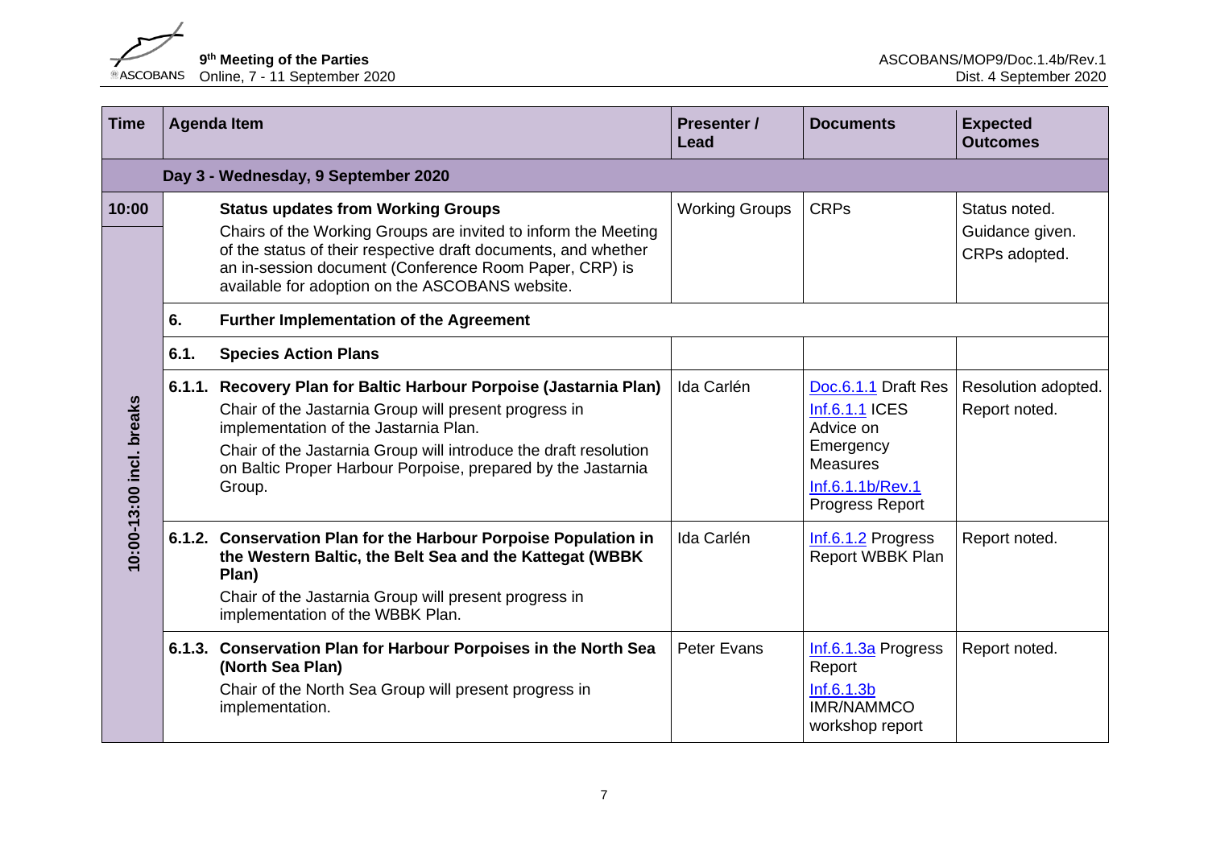| Time | Agenda Item | | Presenter / Lead | Documents | Expected Outcomes |
|---|---|---|---|---|---|
| | **Day 3 - Wednesday, 9 September 2020** | | | | |
| 10:00 | | **Status updates from Working Groups**<br>Chairs of the Working Groups are invited to inform the Meeting of the status of their respective draft documents, and whether an in-session document (Conference Room Paper, CRP) is available for adoption on the ASCOBANS website. | Working Groups | CRPs | Status noted.<br>Guidance given.<br>CRPs adopted. |
| 10:00-13:00 incl. breaks | **6.** | **Further Implementation of the Agreement** | | | |
| | **6.1.** | **Species Action Plans** | | | |
| | **6.1.1.** | **Recovery Plan for Baltic Harbour Porpoise (Jastarnia Plan)**<br>Chair of the Jastarnia Group will present progress in implementation of the Jastarnia Plan.<br>Chair of the Jastarnia Group will introduce the draft resolution on Baltic Proper Harbour Porpoise, prepared by the Jastarnia Group. | Ida Carlén | Doc.6.1.1 Draft Res<br>Inf.6.1.1 ICES Advice on Emergency Measures<br>Inf.6.1.1b/Rev.1 Progress Report | Resolution adopted.<br>Report noted. |
| | **6.1.2.** | **Conservation Plan for the Harbour Porpoise Population in the Western Baltic, the Belt Sea and the Kattegat (WBBK Plan)**<br>Chair of the Jastarnia Group will present progress in implementation of the WBBK Plan. | Ida Carlén | Inf.6.1.2 Progress Report WBBK Plan | Report noted. |
| | **6.1.3.** | **Conservation Plan for Harbour Porpoises in the North Sea (North Sea Plan)**<br>Chair of the North Sea Group will present progress in implementation. | Peter Evans | Inf.6.1.3a Progress Report<br>Inf.6.1.3b IMR/NAMMCO workshop report | Report noted. |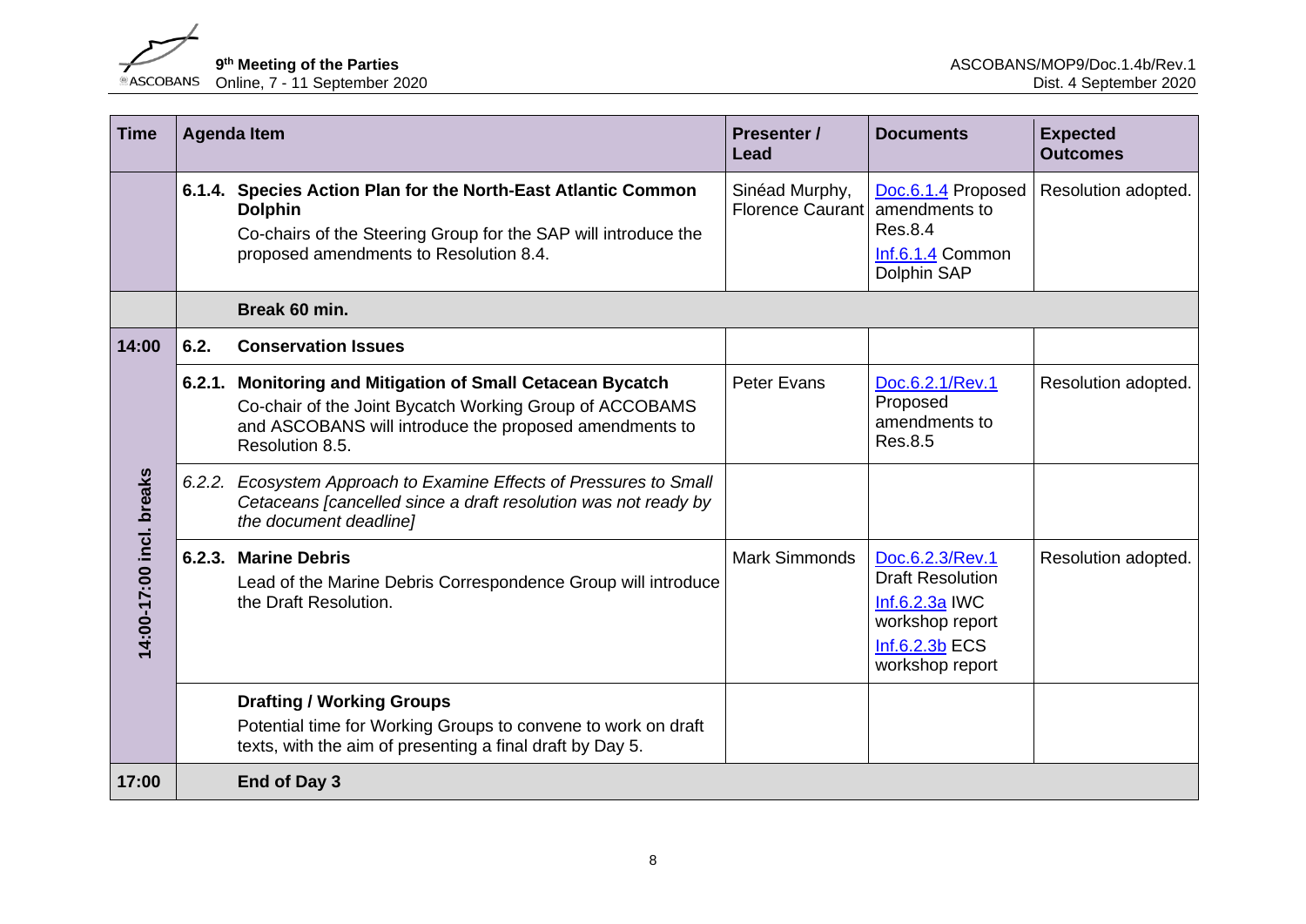| Time | Agenda Item | | Presenter / Lead | Documents | Expected Outcomes |
|---|---|---|---|---|---|
| | 6.1.4. | **Species Action Plan for the North-East Atlantic Common Dolphin** Co-chairs of the Steering Group for the SAP will introduce the proposed amendments to Resolution 8.4. | Sinéad Murphy, Florence Caurant | Doc.6.1.4 Proposed amendments to Res.8.4 Inf.6.1.4 Common Dolphin SAP | Resolution adopted. |
| | | **Break 60 min.** | | | |
| **14:00** | **6.2.** | **Conservation Issues** | | | |
| 14:00-17:00 incl. breaks | 6.2.1. | **Monitoring and Mitigation of Small Cetacean Bycatch** Co-chair of the Joint Bycatch Working Group of ACCOBAMS and ASCOBANS will introduce the proposed amendments to Resolution 8.5. | Peter Evans | Doc.6.2.1/Rev.1 Proposed amendments to Res.8.5 | Resolution adopted. |
| | *6.2.2.* | *Ecosystem Approach to Examine Effects of Pressures to Small Cetaceans [cancelled since a draft resolution was not ready by the document deadline]* | | | |
| | 6.2.3. | **Marine Debris** Lead of the Marine Debris Correspondence Group will introduce the Draft Resolution. | Mark Simmonds | Doc.6.2.3/Rev.1 Draft Resolution Inf.6.2.3a IWC workshop report Inf.6.2.3b ECS workshop report | Resolution adopted. |
| | | **Drafting / Working Groups** Potential time for Working Groups to convene to work on draft texts, with the aim of presenting a final draft by Day 5. | | | |
| **17:00** | | **End of Day 3** | | | |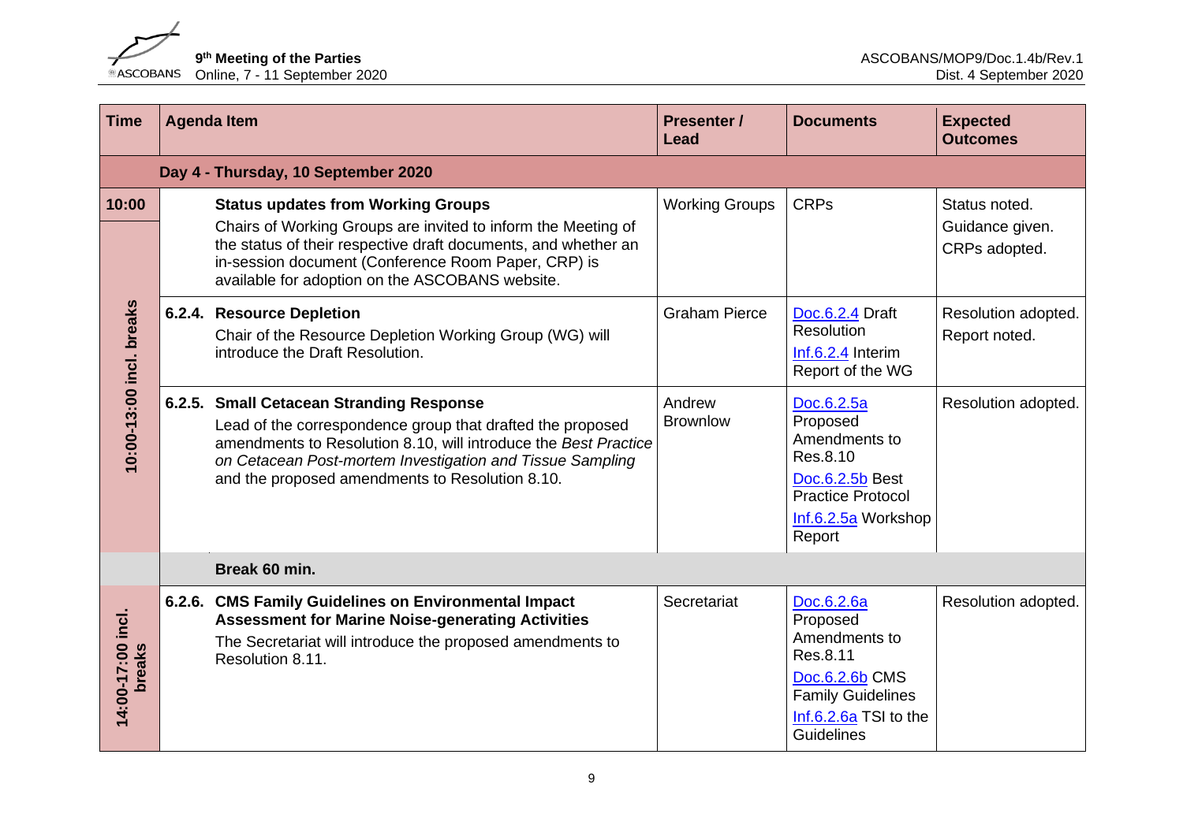| Time | Agenda Item | | Presenter / Lead | Documents | Expected Outcomes |
|---|---|---|---|---|---|
| **Day 4 - Thursday, 10 September 2020** | | | | | |
| **10:00** | | **Status updates from Working Groups** Chairs of Working Groups are invited to inform the Meeting of the status of their respective draft documents, and whether an in-session document (Conference Room Paper, CRP) is available for adoption on the ASCOBANS website. | Working Groups | CRPs | Status noted. Guidance given. CRPs adopted. |
| **10:00-13:00 incl. breaks** | 6.2.4. | **Resource Depletion** Chair of the Resource Depletion Working Group (WG) will introduce the Draft Resolution. | Graham Pierce | Doc.6.2.4 Draft Resolution Inf.6.2.4 Interim Report of the WG | Resolution adopted. Report noted. |
| | 6.2.5. | **Small Cetacean Stranding Response** Lead of the correspondence group that drafted the proposed amendments to Resolution 8.10, will introduce the *Best Practice on Cetacean Post-mortem Investigation and Tissue Sampling* and the proposed amendments to Resolution 8.10. | Andrew Brownlow | Doc.6.2.5a Proposed Amendments to Res.8.10 Doc.6.2.5b Best Practice Protocol Inf.6.2.5a Workshop Report | Resolution adopted. |
| | | **Break 60 min.** | | | |
| **14:00-17:00 incl. breaks** | 6.2.6. | **CMS Family Guidelines on Environmental Impact Assessment for Marine Noise-generating Activities** The Secretariat will introduce the proposed amendments to Resolution 8.11. | Secretariat | Doc.6.2.6a Proposed Amendments to Res.8.11 Doc.6.2.6b CMS Family Guidelines Inf.6.2.6a TSI to the Guidelines | Resolution adopted. |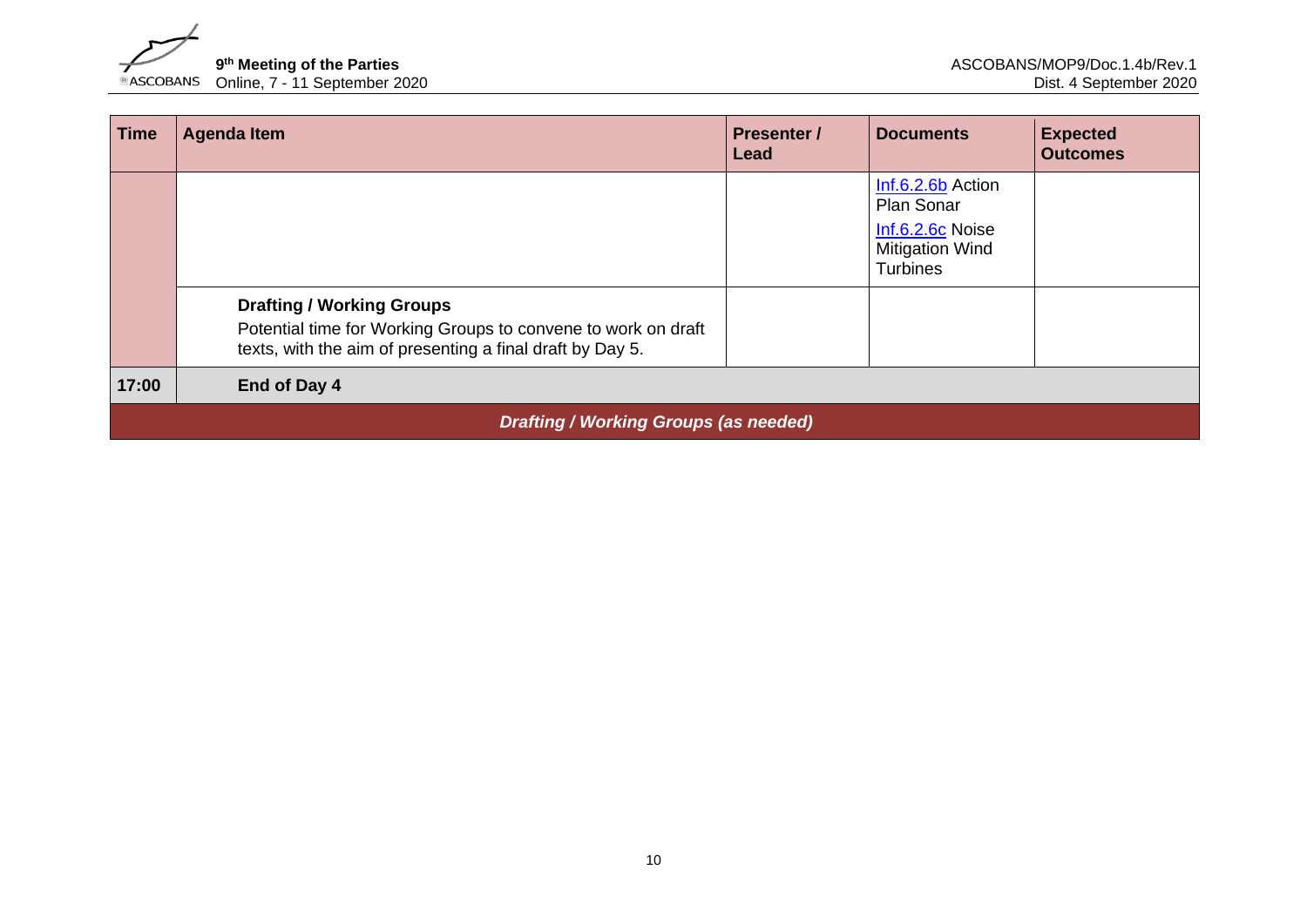| Time | Agenda Item | Presenter / Lead | Documents | Expected Outcomes |
|---|---|---|---|---|
| | | | Inf.6.2.6b Action Plan Sonar<br>Inf.6.2.6c Noise Mitigation Wind Turbines | |
| | **Drafting / Working Groups**<br>Potential time for Working Groups to convene to work on draft texts, with the aim of presenting a final draft by Day 5. | | | |
| **17:00** | **End of Day 4** | | | |
| | ***Drafting / Working Groups (as needed)*** | | | |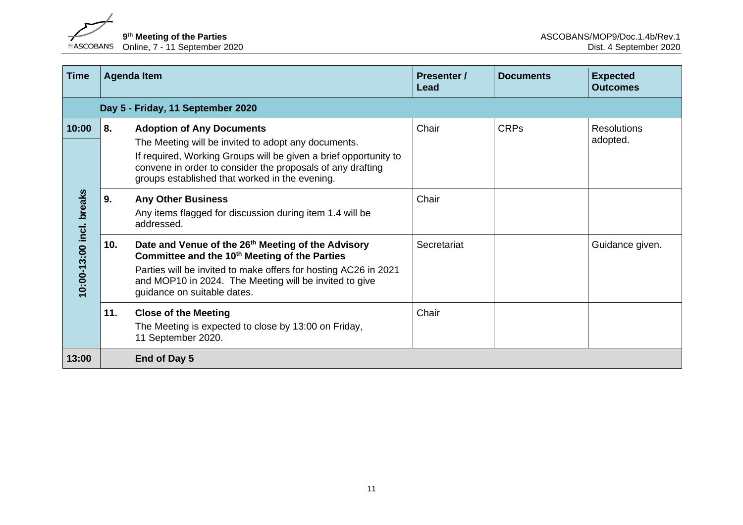| Time | Agenda Item | | Presenter / Lead | Documents | Expected Outcomes |
|---|---|---|---|---|---|
| | **Day 5 - Friday, 11 September 2020** | | | | |
| 10:00 | 8. | **Adoption of Any Documents**<br>The Meeting will be invited to adopt any documents.<br>If required, Working Groups will be given a brief opportunity to convene in order to consider the proposals of any drafting groups established that worked in the evening. | Chair | CRPs | Resolutions adopted. |
| 10:00-13:00 incl. breaks | 9. | **Any Other Business**<br>Any items flagged for discussion during item 1.4 will be addressed. | Chair | | |
| | 10. | **Date and Venue of the 26th Meeting of the Advisory Committee and the 10th Meeting of the Parties**<br>Parties will be invited to make offers for hosting AC26 in 2021 and MOP10 in 2024. The Meeting will be invited to give guidance on suitable dates. | Secretariat | | Guidance given. |
| | 11. | **Close of the Meeting**<br>The Meeting is expected to close by 13:00 on Friday, 11 September 2020. | Chair | | |
| 13:00 | | **End of Day 5** | | | |